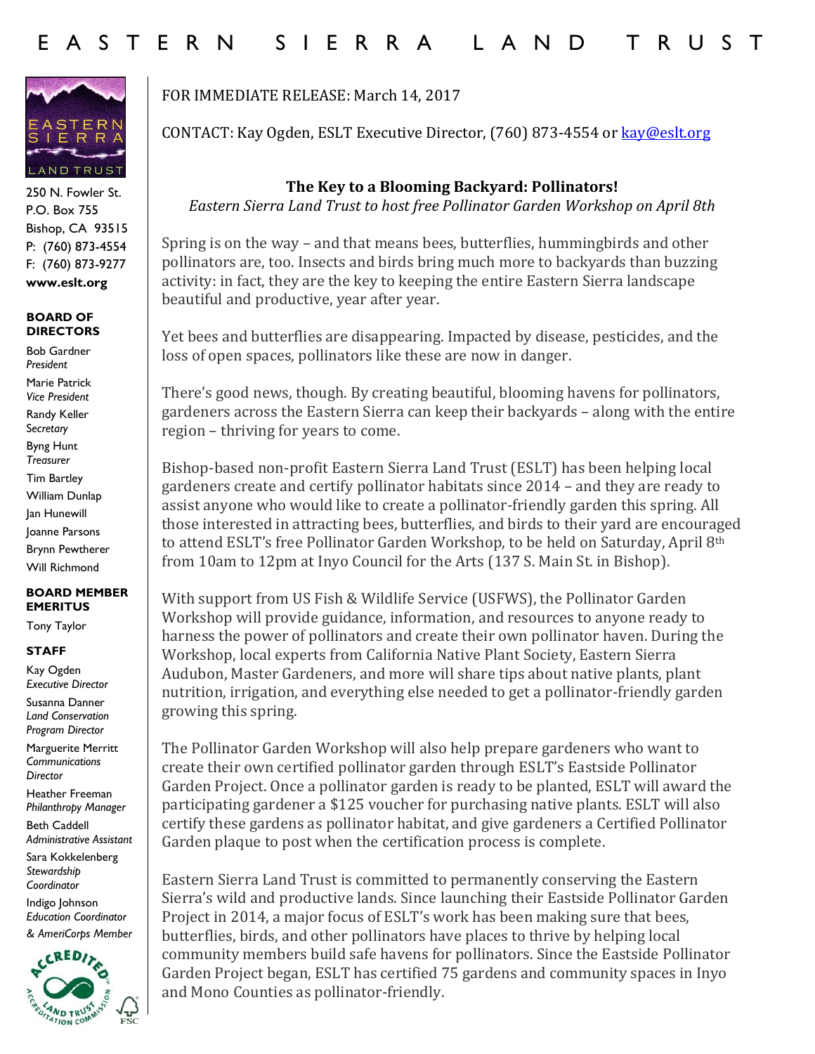# EASTERN SIERRA LAND TRUST

250 N. Fowler St.
P.O. Box 755
Bishop, CA 93515
P: (760) 873-4554
F: (760) 873-9277
**www.eslt.org**

**BOARD OF DIRECTORS**

Bob Gardner
*President*

Marie Patrick
*Vice President*

Randy Keller
*Secretary*

Byng Hunt
*Treasurer*

Tim Bartley

William Dunlap

Jan Hunewill

Joanne Parsons

Brynn Pewtherer

Will Richmond

**BOARD MEMBER EMERITUS**

Tony Taylor

**STAFF**

Kay Ogden
*Executive Director*

Susanna Danner
*Land Conservation Program Director*

Marguerite Merritt
*Communications Director*

Heather Freeman
*Philanthropy Manager*

Beth Caddell
*Administrative Assistant*

Sara Kokkelenberg
*Stewardship Coordinator*

Indigo Johnson
*Education Coordinator & AmeriCorps Member*

FOR IMMEDIATE RELEASE: March 14, 2017

CONTACT: Kay Ogden, ESLT Executive Director, (760) 873-4554 or kay@eslt.org

## The Key to a Blooming Backyard: Pollinators!

*Eastern Sierra Land Trust to host free Pollinator Garden Workshop on April 8th*

Spring is on the way – and that means bees, butterflies, hummingbirds and other pollinators are, too. Insects and birds bring much more to backyards than buzzing activity: in fact, they are the key to keeping the entire Eastern Sierra landscape beautiful and productive, year after year.

Yet bees and butterflies are disappearing. Impacted by disease, pesticides, and the loss of open spaces, pollinators like these are now in danger.

There's good news, though. By creating beautiful, blooming havens for pollinators, gardeners across the Eastern Sierra can keep their backyards – along with the entire region – thriving for years to come.

Bishop-based non-profit Eastern Sierra Land Trust (ESLT) has been helping local gardeners create and certify pollinator habitats since 2014 – and they are ready to assist anyone who would like to create a pollinator-friendly garden this spring. All those interested in attracting bees, butterflies, and birds to their yard are encouraged to attend ESLT's free Pollinator Garden Workshop, to be held on Saturday, April 8th from 10am to 12pm at Inyo Council for the Arts (137 S. Main St. in Bishop).

With support from US Fish & Wildlife Service (USFWS), the Pollinator Garden Workshop will provide guidance, information, and resources to anyone ready to harness the power of pollinators and create their own pollinator haven. During the Workshop, local experts from California Native Plant Society, Eastern Sierra Audubon, Master Gardeners, and more will share tips about native plants, plant nutrition, irrigation, and everything else needed to get a pollinator-friendly garden growing this spring.

The Pollinator Garden Workshop will also help prepare gardeners who want to create their own certified pollinator garden through ESLT's Eastside Pollinator Garden Project. Once a pollinator garden is ready to be planted, ESLT will award the participating gardener a $125 voucher for purchasing native plants. ESLT will also certify these gardens as pollinator habitat, and give gardeners a Certified Pollinator Garden plaque to post when the certification process is complete.

Eastern Sierra Land Trust is committed to permanently conserving the Eastern Sierra's wild and productive lands. Since launching their Eastside Pollinator Garden Project in 2014, a major focus of ESLT's work has been making sure that bees, butterflies, birds, and other pollinators have places to thrive by helping local community members build safe havens for pollinators. Since the Eastside Pollinator Garden Project began, ESLT has certified 75 gardens and community spaces in Inyo and Mono Counties as pollinator-friendly.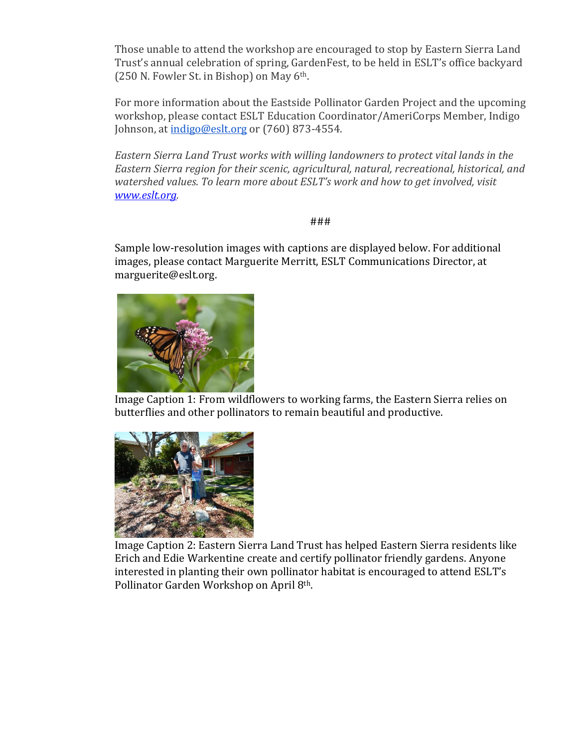Those unable to attend the workshop are encouraged to stop by Eastern Sierra Land Trust's annual celebration of spring, GardenFest, to be held in ESLT's office backyard (250 N. Fowler St. in Bishop) on May 6th.

For more information about the Eastside Pollinator Garden Project and the upcoming workshop, please contact ESLT Education Coordinator/AmeriCorps Member, Indigo Johnson, at [indigo@eslt.org](mailto:indigo@eslt.org) or (760) 873-4554.

*Eastern Sierra Land Trust works with willing landowners to protect vital lands in the Eastern Sierra region for their scenic, agricultural, natural, recreational, historical, and watershed values. To learn more about ESLT's work and how to get involved, visit [www.eslt.org](http://www.eslt.org).*

###

Sample low-resolution images with captions are displayed below. For additional images, please contact Marguerite Merritt, ESLT Communications Director, at marguerite@eslt.org.

Image Caption 1: From wildflowers to working farms, the Eastern Sierra relies on butterflies and other pollinators to remain beautiful and productive.

Image Caption 2: Eastern Sierra Land Trust has helped Eastern Sierra residents like Erich and Edie Warkentine create and certify pollinator friendly gardens. Anyone interested in planting their own pollinator habitat is encouraged to attend ESLT's Pollinator Garden Workshop on April 8th.